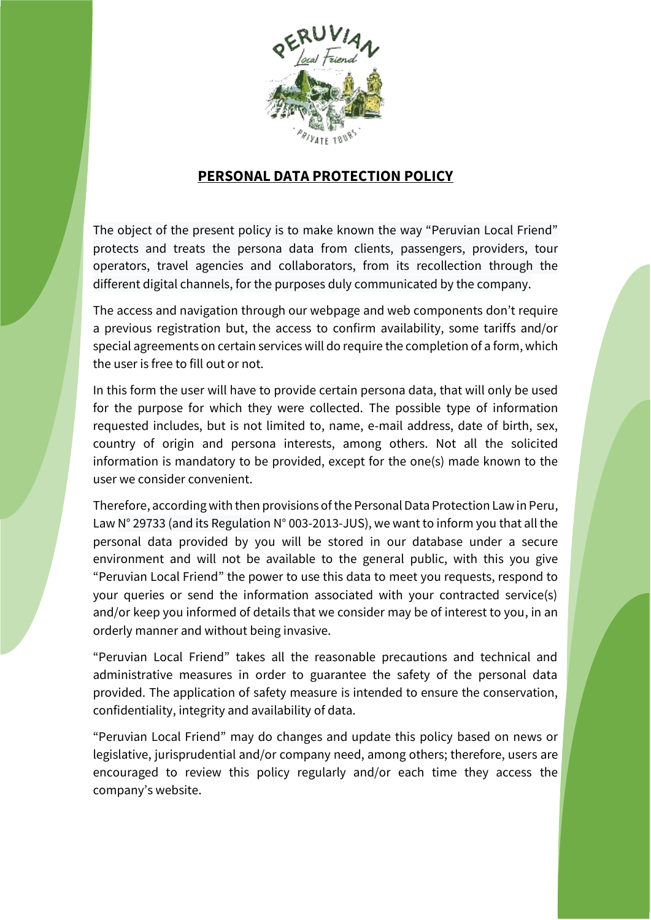# PERSONAL DATA PROTECTION POLICY

The object of the present policy is to make known the way "Peruvian Local Friend" protects and treats the persona data from clients, passengers, providers, tour operators, travel agencies and collaborators, from its recollection through the different digital channels, for the purposes duly communicated by the company.

The access and navigation through our webpage and web components don't require a previous registration but, the access to confirm availability, some tariffs and/or special agreements on certain services will do require the completion of a form, which the user is free to fill out or not.

In this form the user will have to provide certain persona data, that will only be used for the purpose for which they were collected. The possible type of information requested includes, but is not limited to, name, e-mail address, date of birth, sex, country of origin and persona interests, among others. Not all the solicited information is mandatory to be provided, except for the one(s) made known to the user we consider convenient.

Therefore, according with then provisions of the Personal Data Protection Law in Peru, Law N° 29733 (and its Regulation N° 003-2013-JUS), we want to inform you that all the personal data provided by you will be stored in our database under a secure environment and will not be available to the general public, with this you give "Peruvian Local Friend" the power to use this data to meet you requests, respond to your queries or send the information associated with your contracted service(s) and/or keep you informed of details that we consider may be of interest to you, in an orderly manner and without being invasive.

"Peruvian Local Friend" takes all the reasonable precautions and technical and administrative measures in order to guarantee the safety of the personal data provided. The application of safety measure is intended to ensure the conservation, confidentiality, integrity and availability of data.

"Peruvian Local Friend" may do changes and update this policy based on news or legislative, jurisprudential and/or company need, among others; therefore, users are encouraged to review this policy regularly and/or each time they access the company's website.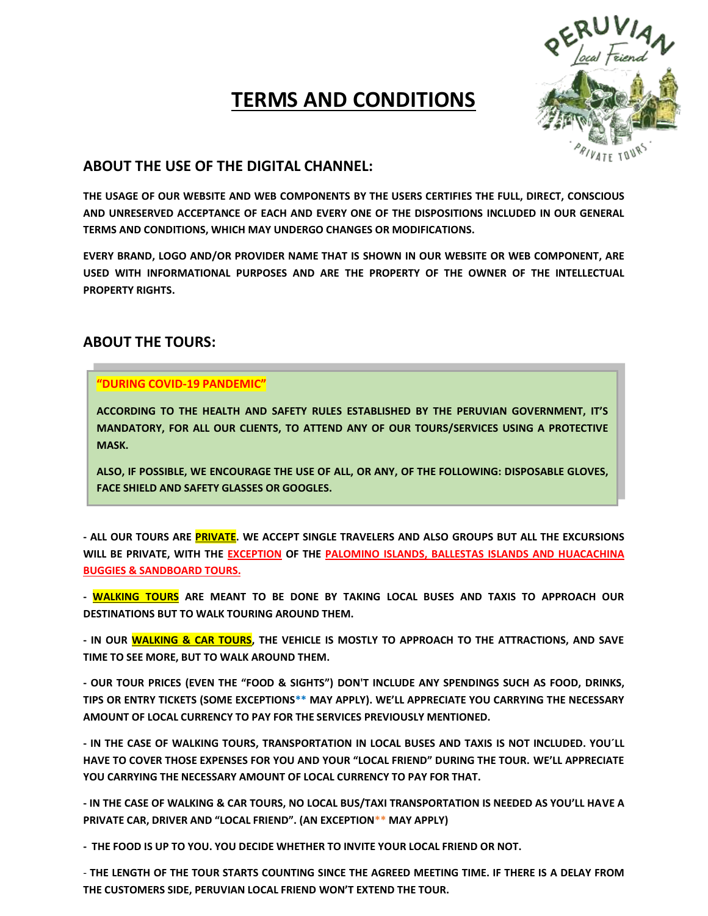# TERMS AND CONDITIONS

## ABOUT THE USE OF THE DIGITAL CHANNEL:

**THE USAGE OF OUR WEBSITE AND WEB COMPONENTS BY THE USERS CERTIFIES THE FULL, DIRECT, CONSCIOUS AND UNRESERVED ACCEPTANCE OF EACH AND EVERY ONE OF THE DISPOSITIONS INCLUDED IN OUR GENERAL TERMS AND CONDITIONS, WHICH MAY UNDERGO CHANGES OR MODIFICATIONS.**

**EVERY BRAND, LOGO AND/OR PROVIDER NAME THAT IS SHOWN IN OUR WEBSITE OR WEB COMPONENT, ARE USED WITH INFORMATIONAL PURPOSES AND ARE THE PROPERTY OF THE OWNER OF THE INTELLECTUAL PROPERTY RIGHTS.**

## ABOUT THE TOURS:

> **"DURING COVID-19 PANDEMIC"**
>
> **ACCORDING TO THE HEALTH AND SAFETY RULES ESTABLISHED BY THE PERUVIAN GOVERNMENT, IT'S MANDATORY, FOR ALL OUR CLIENTS, TO ATTEND ANY OF OUR TOURS/SERVICES USING A PROTECTIVE MASK.**
>
> **ALSO, IF POSSIBLE, WE ENCOURAGE THE USE OF ALL, OR ANY, OF THE FOLLOWING: DISPOSABLE GLOVES, FACE SHIELD AND SAFETY GLASSES OR GOOGLES.**

**- ALL OUR TOURS ARE PRIVATE. WE ACCEPT SINGLE TRAVELERS AND ALSO GROUPS BUT ALL THE EXCURSIONS WILL BE PRIVATE, WITH THE EXCEPTION OF THE PALOMINO ISLANDS, BALLESTAS ISLANDS AND HUACACHINA BUGGIES & SANDBOARD TOURS.**

**- WALKING TOURS ARE MEANT TO BE DONE BY TAKING LOCAL BUSES AND TAXIS TO APPROACH OUR DESTINATIONS BUT TO WALK TOURING AROUND THEM.**

**- IN OUR WALKING & CAR TOURS, THE VEHICLE IS MOSTLY TO APPROACH TO THE ATTRACTIONS, AND SAVE TIME TO SEE MORE, BUT TO WALK AROUND THEM.**

**- OUR TOUR PRICES (EVEN THE "FOOD & SIGHTS") DON'T INCLUDE ANY SPENDINGS SUCH AS FOOD, DRINKS, TIPS OR ENTRY TICKETS (SOME EXCEPTIONS** ** **MAY APPLY). WE'LL APPRECIATE YOU CARRYING THE NECESSARY AMOUNT OF LOCAL CURRENCY TO PAY FOR THE SERVICES PREVIOUSLY MENTIONED.**

**- IN THE CASE OF WALKING TOURS, TRANSPORTATION IN LOCAL BUSES AND TAXIS IS NOT INCLUDED. YOU´LL HAVE TO COVER THOSE EXPENSES FOR YOU AND YOUR "LOCAL FRIEND" DURING THE TOUR. WE'LL APPRECIATE YOU CARRYING THE NECESSARY AMOUNT OF LOCAL CURRENCY TO PAY FOR THAT.**

**- IN THE CASE OF WALKING & CAR TOURS, NO LOCAL BUS/TAXI TRANSPORTATION IS NEEDED AS YOU'LL HAVE A PRIVATE CAR, DRIVER AND "LOCAL FRIEND". (AN EXCEPTION** ** **MAY APPLY)**

**- THE FOOD IS UP TO YOU. YOU DECIDE WHETHER TO INVITE YOUR LOCAL FRIEND OR NOT.**

**- THE LENGTH OF THE TOUR STARTS COUNTING SINCE THE AGREED MEETING TIME. IF THERE IS A DELAY FROM THE CUSTOMERS SIDE, PERUVIAN LOCAL FRIEND WON'T EXTEND THE TOUR.**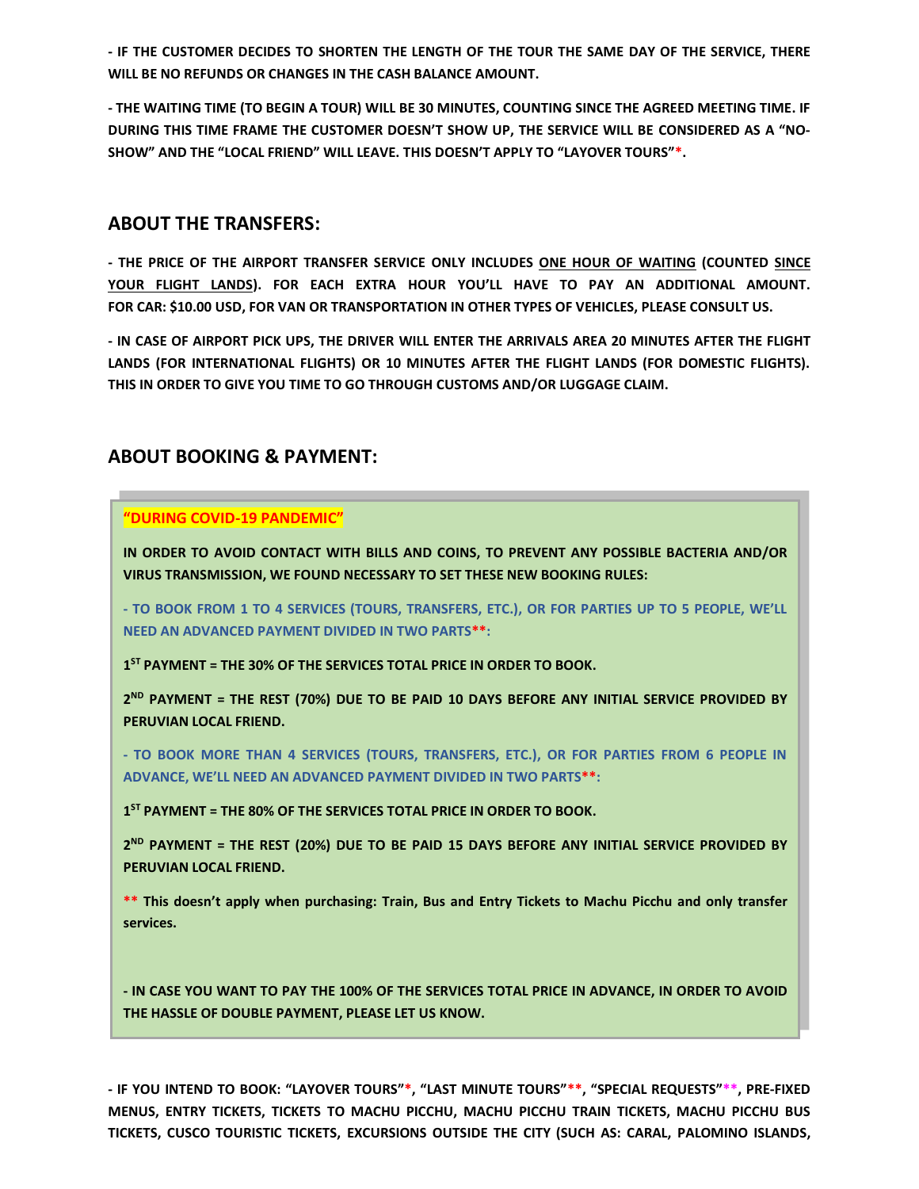**- IF THE CUSTOMER DECIDES TO SHORTEN THE LENGTH OF THE TOUR THE SAME DAY OF THE SERVICE, THERE WILL BE NO REFUNDS OR CHANGES IN THE CASH BALANCE AMOUNT.**

**- THE WAITING TIME (TO BEGIN A TOUR) WILL BE 30 MINUTES, COUNTING SINCE THE AGREED MEETING TIME. IF DURING THIS TIME FRAME THE CUSTOMER DOESN'T SHOW UP, THE SERVICE WILL BE CONSIDERED AS A "NO-SHOW" AND THE "LOCAL FRIEND" WILL LEAVE. THIS DOESN'T APPLY TO "LAYOVER TOURS"*.**

## ABOUT THE TRANSFERS:

**- THE PRICE OF THE AIRPORT TRANSFER SERVICE ONLY INCLUDES <u>ONE HOUR OF WAITING</u> (COUNTED <u>SINCE YOUR FLIGHT LANDS</u>). FOR EACH EXTRA HOUR YOU'LL HAVE TO PAY AN ADDITIONAL AMOUNT. FOR CAR: $10.00 USD, FOR VAN OR TRANSPORTATION IN OTHER TYPES OF VEHICLES, PLEASE CONSULT US.**

**- IN CASE OF AIRPORT PICK UPS, THE DRIVER WILL ENTER THE ARRIVALS AREA 20 MINUTES AFTER THE FLIGHT LANDS (FOR INTERNATIONAL FLIGHTS) OR 10 MINUTES AFTER THE FLIGHT LANDS (FOR DOMESTIC FLIGHTS). THIS IN ORDER TO GIVE YOU TIME TO GO THROUGH CUSTOMS AND/OR LUGGAGE CLAIM.**

## ABOUT BOOKING & PAYMENT:

**"DURING COVID-19 PANDEMIC"**

**IN ORDER TO AVOID CONTACT WITH BILLS AND COINS, TO PREVENT ANY POSSIBLE BACTERIA AND/OR VIRUS TRANSMISSION, WE FOUND NECESSARY TO SET THESE NEW BOOKING RULES:**

**- TO BOOK FROM 1 TO 4 SERVICES (TOURS, TRANSFERS, ETC.), OR FOR PARTIES UP TO 5 PEOPLE, WE'LL NEED AN ADVANCED PAYMENT DIVIDED IN TWO PARTS**:**

**1ST PAYMENT = THE 30% OF THE SERVICES TOTAL PRICE IN ORDER TO BOOK.**

**2ND PAYMENT = THE REST (70%) DUE TO BE PAID 10 DAYS BEFORE ANY INITIAL SERVICE PROVIDED BY PERUVIAN LOCAL FRIEND.**

**- TO BOOK MORE THAN 4 SERVICES (TOURS, TRANSFERS, ETC.), OR FOR PARTIES FROM 6 PEOPLE IN ADVANCE, WE'LL NEED AN ADVANCED PAYMENT DIVIDED IN TWO PARTS**:**

**1ST PAYMENT = THE 80% OF THE SERVICES TOTAL PRICE IN ORDER TO BOOK.**

**2ND PAYMENT = THE REST (20%) DUE TO BE PAID 15 DAYS BEFORE ANY INITIAL SERVICE PROVIDED BY PERUVIAN LOCAL FRIEND.**

**** This doesn't apply when purchasing: Train, Bus and Entry Tickets to Machu Picchu and only transfer services.**

**- IN CASE YOU WANT TO PAY THE 100% OF THE SERVICES TOTAL PRICE IN ADVANCE, IN ORDER TO AVOID THE HASSLE OF DOUBLE PAYMENT, PLEASE LET US KNOW.**

**- IF YOU INTEND TO BOOK: "LAYOVER TOURS"*, "LAST MINUTE TOURS"**, "SPECIAL REQUESTS"**, PRE-FIXED MENUS, ENTRY TICKETS, TICKETS TO MACHU PICCHU, MACHU PICCHU TRAIN TICKETS, MACHU PICCHU BUS TICKETS, CUSCO TOURISTIC TICKETS, EXCURSIONS OUTSIDE THE CITY (SUCH AS: CARAL, PALOMINO ISLANDS,**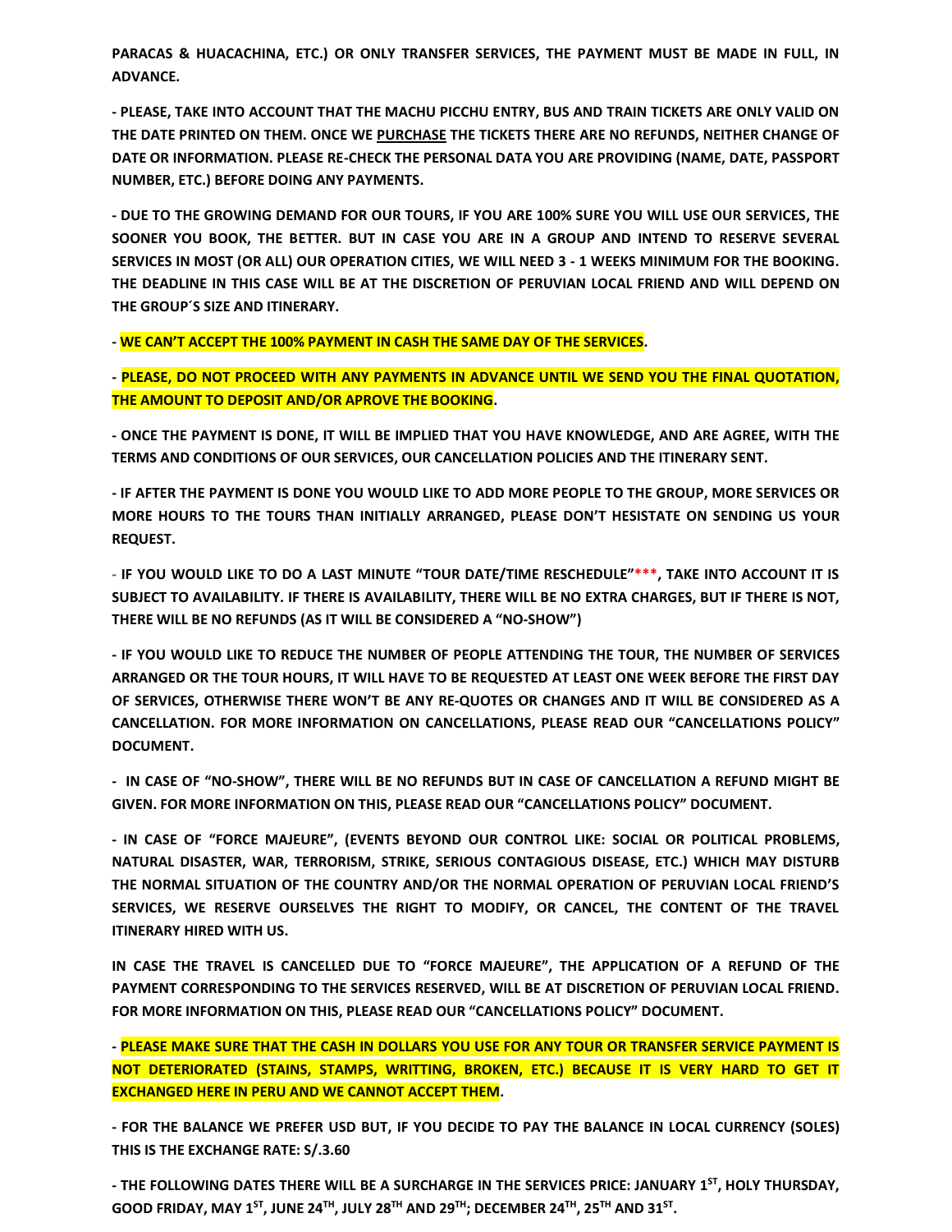**PARACAS & HUACACHINA, ETC.) OR ONLY TRANSFER SERVICES, THE PAYMENT MUST BE MADE IN FULL, IN ADVANCE.**

**- PLEASE, TAKE INTO ACCOUNT THAT THE MACHU PICCHU ENTRY, BUS AND TRAIN TICKETS ARE ONLY VALID ON THE DATE PRINTED ON THEM. ONCE WE PURCHASE THE TICKETS THERE ARE NO REFUNDS, NEITHER CHANGE OF DATE OR INFORMATION. PLEASE RE-CHECK THE PERSONAL DATA YOU ARE PROVIDING (NAME, DATE, PASSPORT NUMBER, ETC.) BEFORE DOING ANY PAYMENTS.**

**- DUE TO THE GROWING DEMAND FOR OUR TOURS, IF YOU ARE 100% SURE YOU WILL USE OUR SERVICES, THE SOONER YOU BOOK, THE BETTER. BUT IN CASE YOU ARE IN A GROUP AND INTEND TO RESERVE SEVERAL SERVICES IN MOST (OR ALL) OUR OPERATION CITIES, WE WILL NEED 3 - 1 WEEKS MINIMUM FOR THE BOOKING. THE DEADLINE IN THIS CASE WILL BE AT THE DISCRETION OF PERUVIAN LOCAL FRIEND AND WILL DEPEND ON THE GROUP´S SIZE AND ITINERARY.**

**- WE CAN'T ACCEPT THE 100% PAYMENT IN CASH THE SAME DAY OF THE SERVICES.**

**- PLEASE, DO NOT PROCEED WITH ANY PAYMENTS IN ADVANCE UNTIL WE SEND YOU THE FINAL QUOTATION, THE AMOUNT TO DEPOSIT AND/OR APROVE THE BOOKING.**

**- ONCE THE PAYMENT IS DONE, IT WILL BE IMPLIED THAT YOU HAVE KNOWLEDGE, AND ARE AGREE, WITH THE TERMS AND CONDITIONS OF OUR SERVICES, OUR CANCELLATION POLICIES AND THE ITINERARY SENT.**

**- IF AFTER THE PAYMENT IS DONE YOU WOULD LIKE TO ADD MORE PEOPLE TO THE GROUP, MORE SERVICES OR MORE HOURS TO THE TOURS THAN INITIALLY ARRANGED, PLEASE DON'T HESITATE ON SENDING US YOUR REQUEST.**

**- IF YOU WOULD LIKE TO DO A LAST MINUTE "TOUR DATE/TIME RESCHEDULE"***, TAKE INTO ACCOUNT IT IS SUBJECT TO AVAILABILITY. IF THERE IS AVAILABILITY, THERE WILL BE NO EXTRA CHARGES, BUT IF THERE IS NOT, THERE WILL BE NO REFUNDS (AS IT WILL BE CONSIDERED A "NO-SHOW")**

**- IF YOU WOULD LIKE TO REDUCE THE NUMBER OF PEOPLE ATTENDING THE TOUR, THE NUMBER OF SERVICES ARRANGED OR THE TOUR HOURS, IT WILL HAVE TO BE REQUESTED AT LEAST ONE WEEK BEFORE THE FIRST DAY OF SERVICES, OTHERWISE THERE WON'T BE ANY RE-QUOTES OR CHANGES AND IT WILL BE CONSIDERED AS A CANCELLATION. FOR MORE INFORMATION ON CANCELLATIONS, PLEASE READ OUR "CANCELLATIONS POLICY" DOCUMENT.**

**- IN CASE OF "NO-SHOW", THERE WILL BE NO REFUNDS BUT IN CASE OF CANCELLATION A REFUND MIGHT BE GIVEN. FOR MORE INFORMATION ON THIS, PLEASE READ OUR "CANCELLATIONS POLICY" DOCUMENT.**

**- IN CASE OF "FORCE MAJEURE", (EVENTS BEYOND OUR CONTROL LIKE: SOCIAL OR POLITICAL PROBLEMS, NATURAL DISASTER, WAR, TERRORISM, STRIKE, SERIOUS CONTAGIOUS DISEASE, ETC.) WHICH MAY DISTURB THE NORMAL SITUATION OF THE COUNTRY AND/OR THE NORMAL OPERATION OF PERUVIAN LOCAL FRIEND'S SERVICES, WE RESERVE OURSELVES THE RIGHT TO MODIFY, OR CANCEL, THE CONTENT OF THE TRAVEL ITINERARY HIRED WITH US.**

**IN CASE THE TRAVEL IS CANCELLED DUE TO "FORCE MAJEURE", THE APPLICATION OF A REFUND OF THE PAYMENT CORRESPONDING TO THE SERVICES RESERVED, WILL BE AT DISCRETION OF PERUVIAN LOCAL FRIEND. FOR MORE INFORMATION ON THIS, PLEASE READ OUR "CANCELLATIONS POLICY" DOCUMENT.**

**- PLEASE MAKE SURE THAT THE CASH IN DOLLARS YOU USE FOR ANY TOUR OR TRANSFER SERVICE PAYMENT IS NOT DETERIORATED (STAINS, STAMPS, WRITTING, BROKEN, ETC.) BECAUSE IT IS VERY HARD TO GET IT EXCHANGED HERE IN PERU AND WE CANNOT ACCEPT THEM.**

**- FOR THE BALANCE WE PREFER USD BUT, IF YOU DECIDE TO PAY THE BALANCE IN LOCAL CURRENCY (SOLES) THIS IS THE EXCHANGE RATE: S/.3.60**

**- THE FOLLOWING DATES THERE WILL BE A SURCHARGE IN THE SERVICES PRICE: JANUARY 1ST, HOLY THURSDAY, GOOD FRIDAY, MAY 1ST, JUNE 24TH, JULY 28TH AND 29TH; DECEMBER 24TH, 25TH AND 31ST.**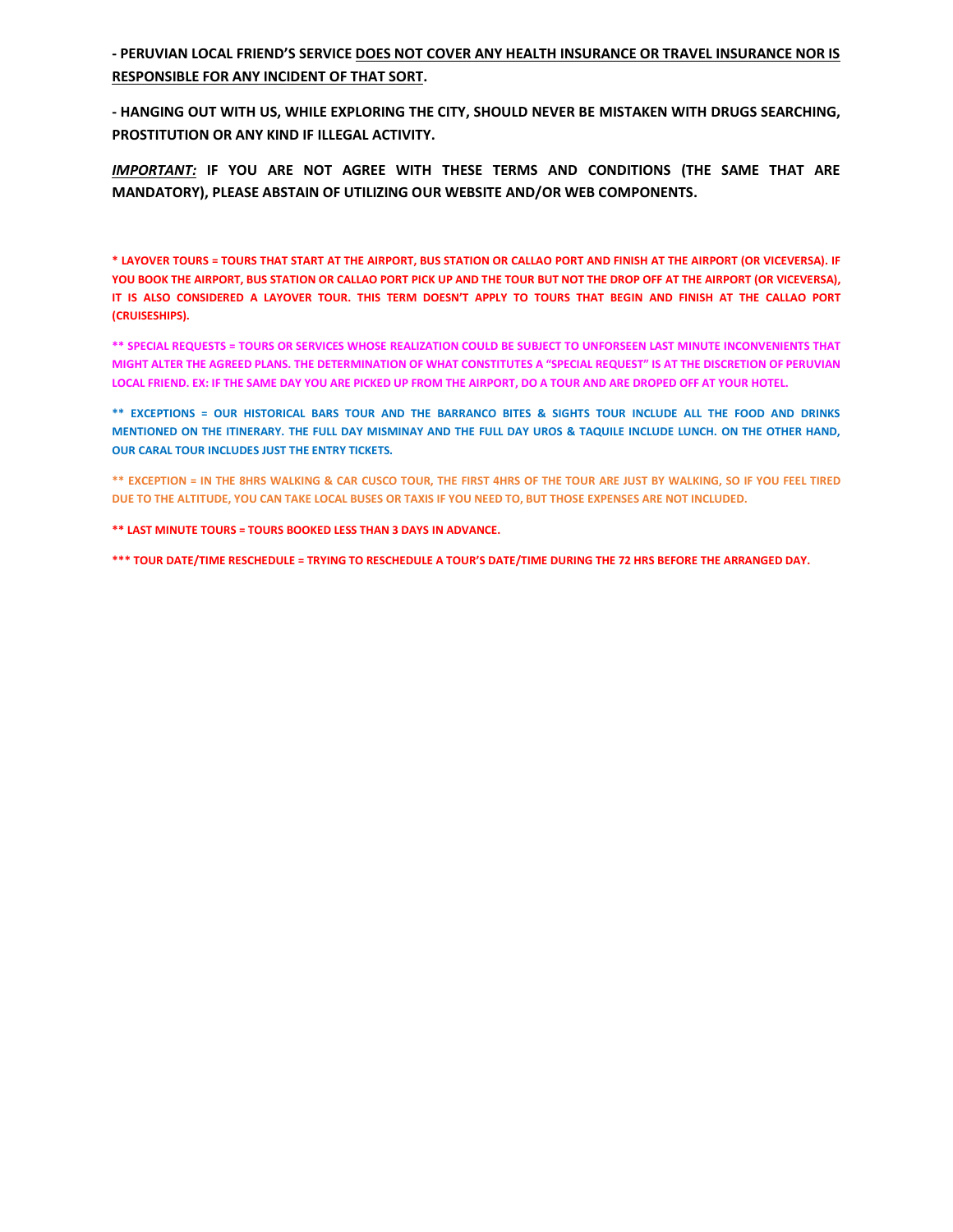**- PERUVIAN LOCAL FRIEND'S SERVICE DOES NOT COVER ANY HEALTH INSURANCE OR TRAVEL INSURANCE NOR IS RESPONSIBLE FOR ANY INCIDENT OF THAT SORT.**

**- HANGING OUT WITH US, WHILE EXPLORING THE CITY, SHOULD NEVER BE MISTAKEN WITH DRUGS SEARCHING, PROSTITUTION OR ANY KIND IF ILLEGAL ACTIVITY.**

***IMPORTANT:*** **IF YOU ARE NOT AGREE WITH THESE TERMS AND CONDITIONS (THE SAME THAT ARE MANDATORY), PLEASE ABSTAIN OF UTILIZING OUR WEBSITE AND/OR WEB COMPONENTS.**

**\* LAYOVER TOURS = TOURS THAT START AT THE AIRPORT, BUS STATION OR CALLAO PORT AND FINISH AT THE AIRPORT (OR VICEVERSA). IF YOU BOOK THE AIRPORT, BUS STATION OR CALLAO PORT PICK UP AND THE TOUR BUT NOT THE DROP OFF AT THE AIRPORT (OR VICEVERSA), IT IS ALSO CONSIDERED A LAYOVER TOUR. THIS TERM DOESN'T APPLY TO TOURS THAT BEGIN AND FINISH AT THE CALLAO PORT (CRUISESHIPS).**

**\*\* SPECIAL REQUESTS = TOURS OR SERVICES WHOSE REALIZATION COULD BE SUBJECT TO UNFORSEEN LAST MINUTE INCONVENIENTS THAT MIGHT ALTER THE AGREED PLANS. THE DETERMINATION OF WHAT CONSTITUTES A "SPECIAL REQUEST" IS AT THE DISCRETION OF PERUVIAN LOCAL FRIEND. EX: IF THE SAME DAY YOU ARE PICKED UP FROM THE AIRPORT, DO A TOUR AND ARE DROPED OFF AT YOUR HOTEL.**

**\*\* EXCEPTIONS = OUR HISTORICAL BARS TOUR AND THE BARRANCO BITES & SIGHTS TOUR INCLUDE ALL THE FOOD AND DRINKS MENTIONED ON THE ITINERARY. THE FULL DAY MISMINAY AND THE FULL DAY UROS & TAQUILE INCLUDE LUNCH. ON THE OTHER HAND, OUR CARAL TOUR INCLUDES JUST THE ENTRY TICKETS.**

**\*\* EXCEPTION = IN THE 8HRS WALKING & CAR CUSCO TOUR, THE FIRST 4HRS OF THE TOUR ARE JUST BY WALKING, SO IF YOU FEEL TIRED DUE TO THE ALTITUDE, YOU CAN TAKE LOCAL BUSES OR TAXIS IF YOU NEED TO, BUT THOSE EXPENSES ARE NOT INCLUDED.**

**\*\* LAST MINUTE TOURS = TOURS BOOKED LESS THAN 3 DAYS IN ADVANCE.**

**\*\*\* TOUR DATE/TIME RESCHEDULE = TRYING TO RESCHEDULE A TOUR'S DATE/TIME DURING THE 72 HRS BEFORE THE ARRANGED DAY.**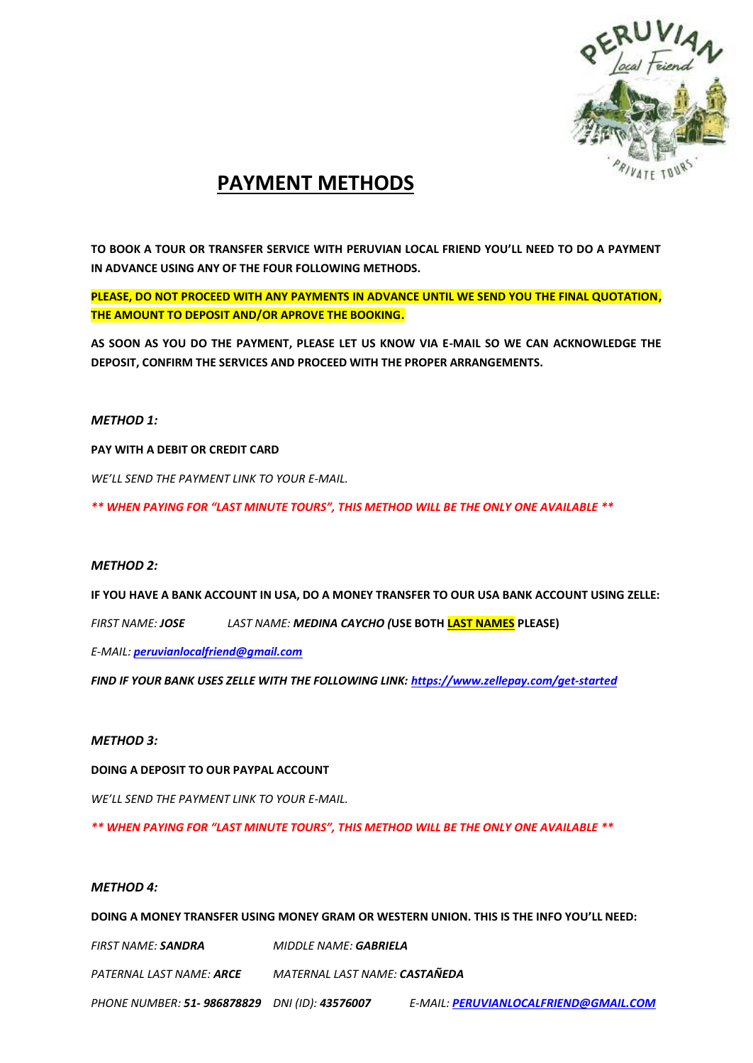# PAYMENT METHODS

**TO BOOK A TOUR OR TRANSFER SERVICE WITH PERUVIAN LOCAL FRIEND YOU'LL NEED TO DO A PAYMENT IN ADVANCE USING ANY OF THE FOUR FOLLOWING METHODS.**

**PLEASE, DO NOT PROCEED WITH ANY PAYMENTS IN ADVANCE UNTIL WE SEND YOU THE FINAL QUOTATION, THE AMOUNT TO DEPOSIT AND/OR APROVE THE BOOKING.**

**AS SOON AS YOU DO THE PAYMENT, PLEASE LET US KNOW VIA E-MAIL SO WE CAN ACKNOWLEDGE THE DEPOSIT, CONFIRM THE SERVICES AND PROCEED WITH THE PROPER ARRANGEMENTS.**

***METHOD 1:***

**PAY WITH A DEBIT OR CREDIT CARD**

*WE'LL SEND THE PAYMENT LINK TO YOUR E-MAIL.*

***\*\* WHEN PAYING FOR "LAST MINUTE TOURS", THIS METHOD WILL BE THE ONLY ONE AVAILABLE \*\****

***METHOD 2:***

**IF YOU HAVE A BANK ACCOUNT IN USA, DO A MONEY TRANSFER TO OUR USA BANK ACCOUNT USING ZELLE:**

*FIRST NAME:* ***JOSE*** *LAST NAME:* ***MEDINA CAYCHO (*****USE BOTH LAST NAMES PLEASE)**

*E-MAIL:* ***peruvianlocalfriend@gmail.com***

***FIND IF YOUR BANK USES ZELLE WITH THE FOLLOWING LINK: https://www.zellepay.com/get-started***

***METHOD 3:***

**DOING A DEPOSIT TO OUR PAYPAL ACCOUNT**

*WE'LL SEND THE PAYMENT LINK TO YOUR E-MAIL.*

***\*\* WHEN PAYING FOR "LAST MINUTE TOURS", THIS METHOD WILL BE THE ONLY ONE AVAILABLE \*\****

***METHOD 4:***

**DOING A MONEY TRANSFER USING MONEY GRAM OR WESTERN UNION. THIS IS THE INFO YOU'LL NEED:**

*FIRST NAME:* ***SANDRA*** *MIDDLE NAME:* ***GABRIELA***

*PATERNAL LAST NAME:* ***ARCE*** *MATERNAL LAST NAME:* ***CASTAÑEDA***

*PHONE NUMBER:* ***51- 986878829*** *DNI (ID):* ***43576007*** *E-MAIL:* ***PERUVIANLOCALFRIEND@GMAIL.COM***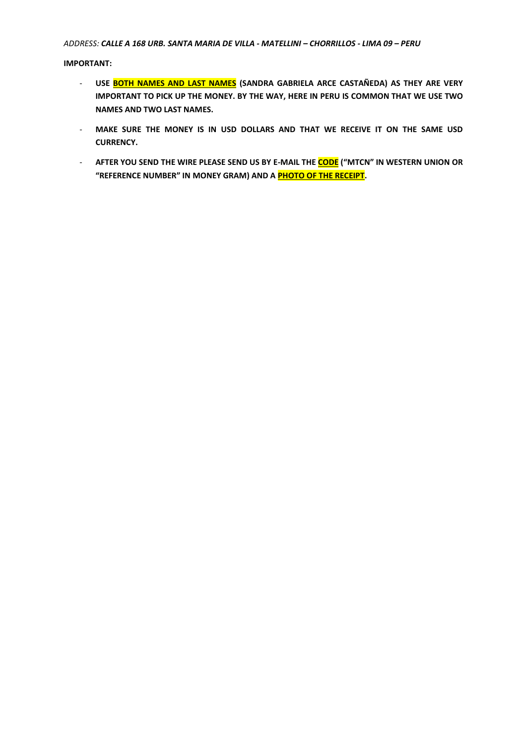*ADDRESS:* ***CALLE A 168 URB. SANTA MARIA DE VILLA - MATELLINI – CHORRILLOS - LIMA 09 – PERU***

**IMPORTANT:**

- **USE BOTH NAMES AND LAST NAMES (SANDRA GABRIELA ARCE CASTAÑEDA) AS THEY ARE VERY IMPORTANT TO PICK UP THE MONEY. BY THE WAY, HERE IN PERU IS COMMON THAT WE USE TWO NAMES AND TWO LAST NAMES.**
- **MAKE SURE THE MONEY IS IN USD DOLLARS AND THAT WE RECEIVE IT ON THE SAME USD CURRENCY.**
- **AFTER YOU SEND THE WIRE PLEASE SEND US BY E-MAIL THE CODE ("MTCN" IN WESTERN UNION OR "REFERENCE NUMBER" IN MONEY GRAM) AND A PHOTO OF THE RECEIPT.**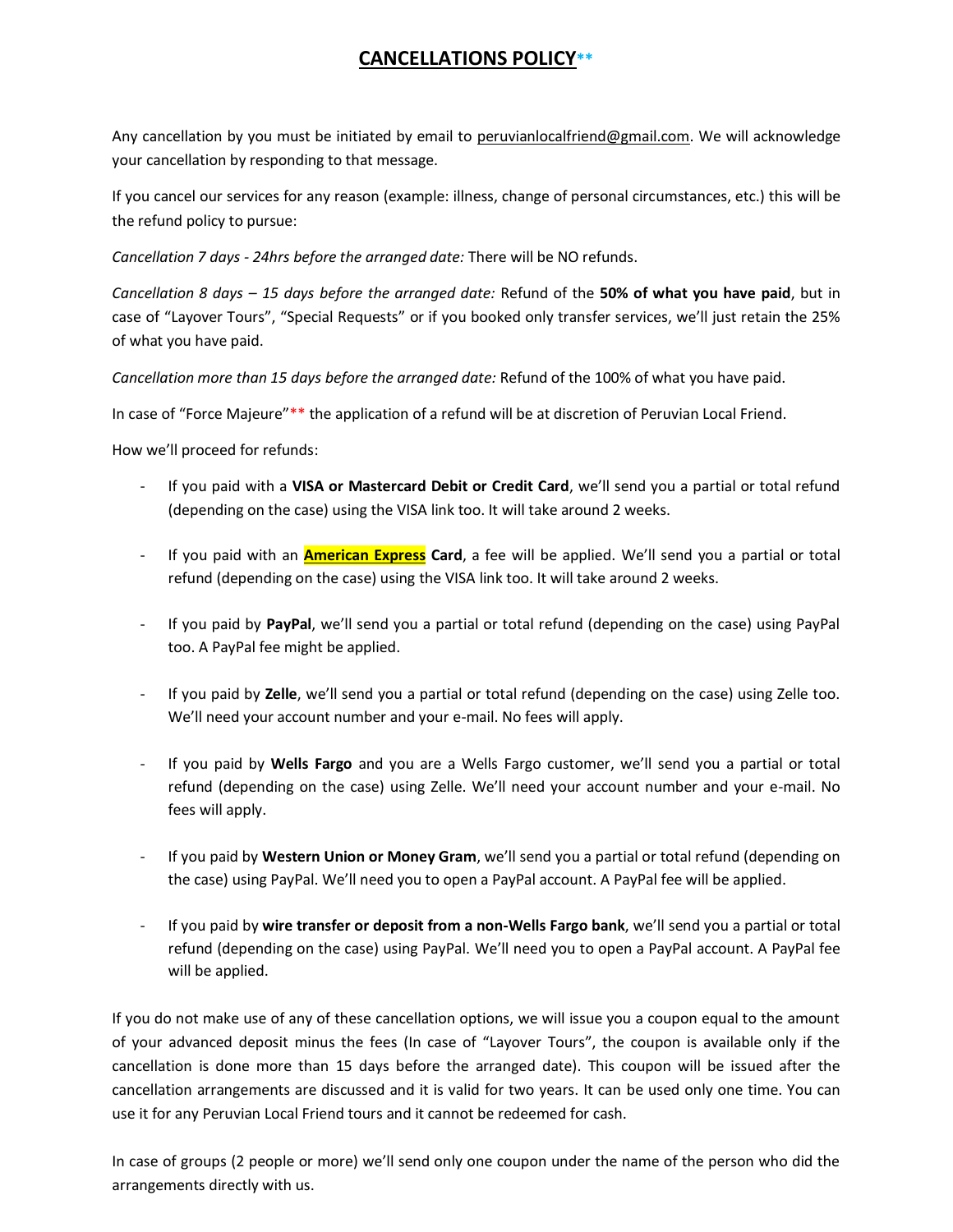# CANCELLATIONS POLICY**

Any cancellation by you must be initiated by email to peruvianlocalfriend@gmail.com. We will acknowledge your cancellation by responding to that message.

If you cancel our services for any reason (example: illness, change of personal circumstances, etc.) this will be the refund policy to pursue:

*Cancellation 7 days - 24hrs before the arranged date:* There will be NO refunds.

*Cancellation 8 days – 15 days before the arranged date:* Refund of the **50% of what you have paid**, but in case of "Layover Tours", "Special Requests" or if you booked only transfer services, we'll just retain the 25% of what you have paid.

*Cancellation more than 15 days before the arranged date:* Refund of the 100% of what you have paid.

In case of "Force Majeure"** the application of a refund will be at discretion of Peruvian Local Friend.

How we'll proceed for refunds:

- If you paid with a **VISA or Mastercard Debit or Credit Card**, we'll send you a partial or total refund (depending on the case) using the VISA link too. It will take around 2 weeks.
- If you paid with an **American Express Card**, a fee will be applied. We'll send you a partial or total refund (depending on the case) using the VISA link too. It will take around 2 weeks.
- If you paid by **PayPal**, we'll send you a partial or total refund (depending on the case) using PayPal too. A PayPal fee might be applied.
- If you paid by **Zelle**, we'll send you a partial or total refund (depending on the case) using Zelle too. We'll need your account number and your e-mail. No fees will apply.
- If you paid by **Wells Fargo** and you are a Wells Fargo customer, we'll send you a partial or total refund (depending on the case) using Zelle. We'll need your account number and your e-mail. No fees will apply.
- If you paid by **Western Union or Money Gram**, we'll send you a partial or total refund (depending on the case) using PayPal. We'll need you to open a PayPal account. A PayPal fee will be applied.
- If you paid by **wire transfer or deposit from a non-Wells Fargo bank**, we'll send you a partial or total refund (depending on the case) using PayPal. We'll need you to open a PayPal account. A PayPal fee will be applied.

If you do not make use of any of these cancellation options, we will issue you a coupon equal to the amount of your advanced deposit minus the fees (In case of "Layover Tours", the coupon is available only if the cancellation is done more than 15 days before the arranged date). This coupon will be issued after the cancellation arrangements are discussed and it is valid for two years. It can be used only one time. You can use it for any Peruvian Local Friend tours and it cannot be redeemed for cash.

In case of groups (2 people or more) we'll send only one coupon under the name of the person who did the arrangements directly with us.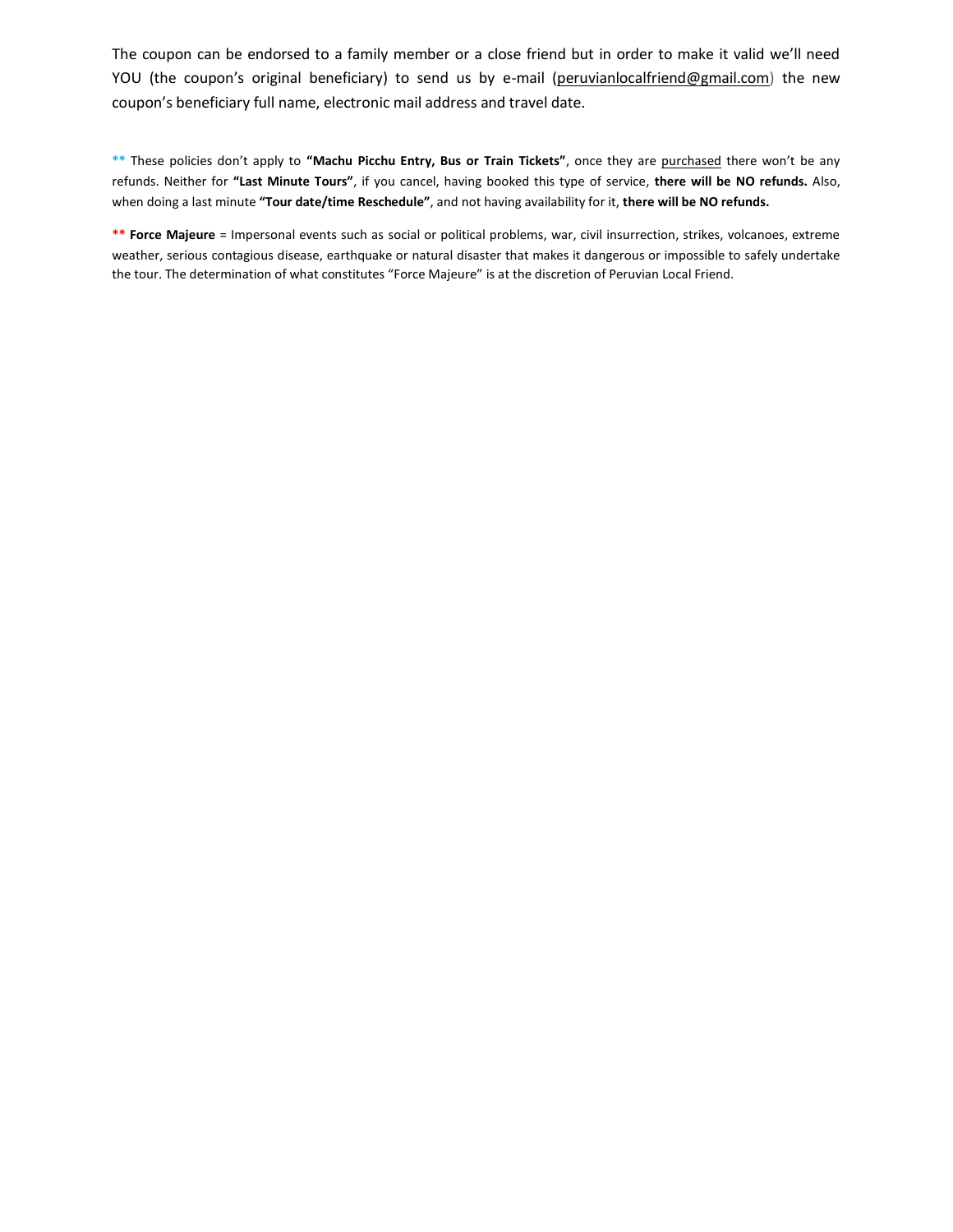The coupon can be endorsed to a family member or a close friend but in order to make it valid we'll need YOU (the coupon's original beneficiary) to send us by e-mail (peruvianlocalfriend@gmail.com) the new coupon's beneficiary full name, electronic mail address and travel date.

** These policies don't apply to **"Machu Picchu Entry, Bus or Train Tickets"**, once they are purchased there won't be any refunds. Neither for **"Last Minute Tours"**, if you cancel, having booked this type of service, **there will be NO refunds.** Also, when doing a last minute **"Tour date/time Reschedule"**, and not having availability for it, **there will be NO refunds.**

** **Force Majeure** = Impersonal events such as social or political problems, war, civil insurrection, strikes, volcanoes, extreme weather, serious contagious disease, earthquake or natural disaster that makes it dangerous or impossible to safely undertake the tour. The determination of what constitutes "Force Majeure" is at the discretion of Peruvian Local Friend.